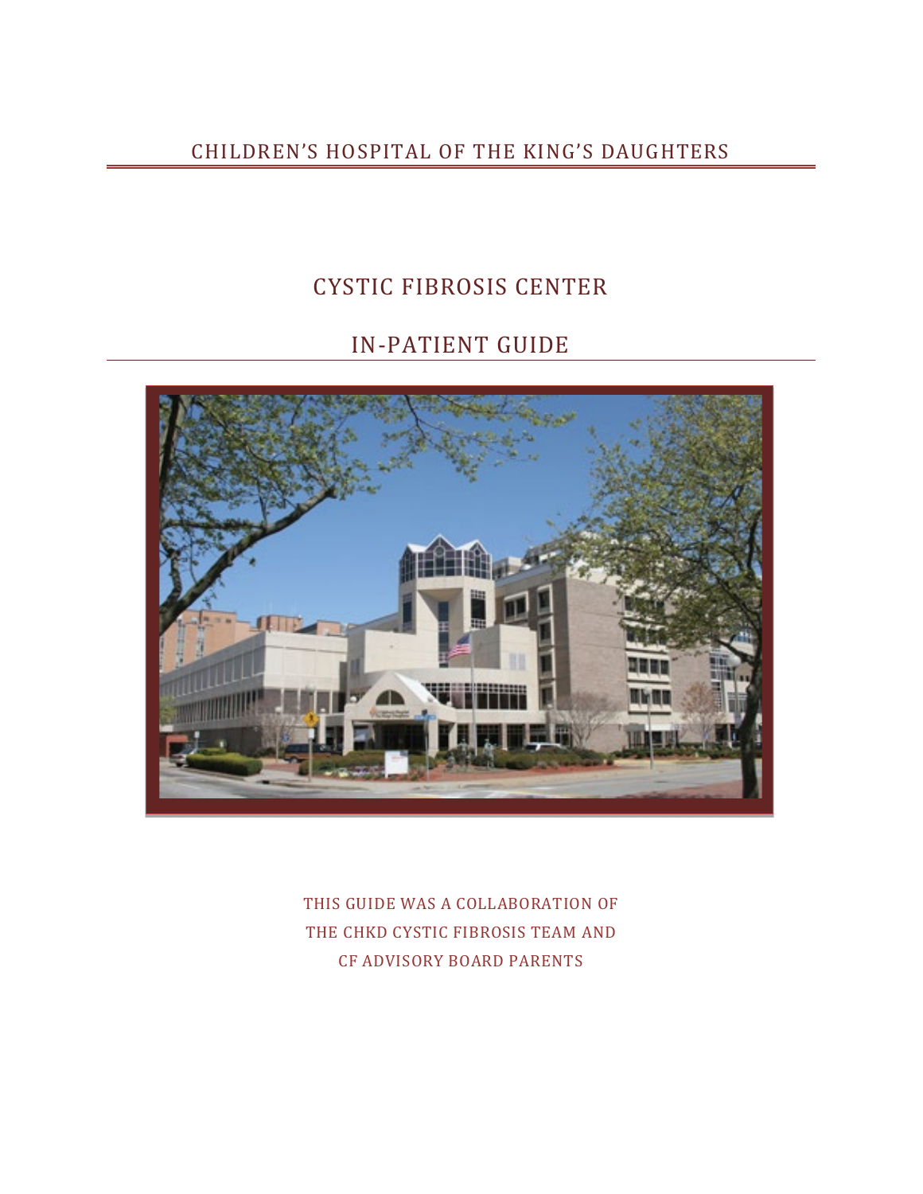CHILDREN'S HOSPITAL OF THE KING'S DAUGHTERS

# CYSTIC FIBROSIS CENTER

# IN-PATIENT GUIDE

THIS GUIDE WAS A COLLABORATION OF
THE CHKD CYSTIC FIBROSIS TEAM AND
CF ADVISORY BOARD PARENTS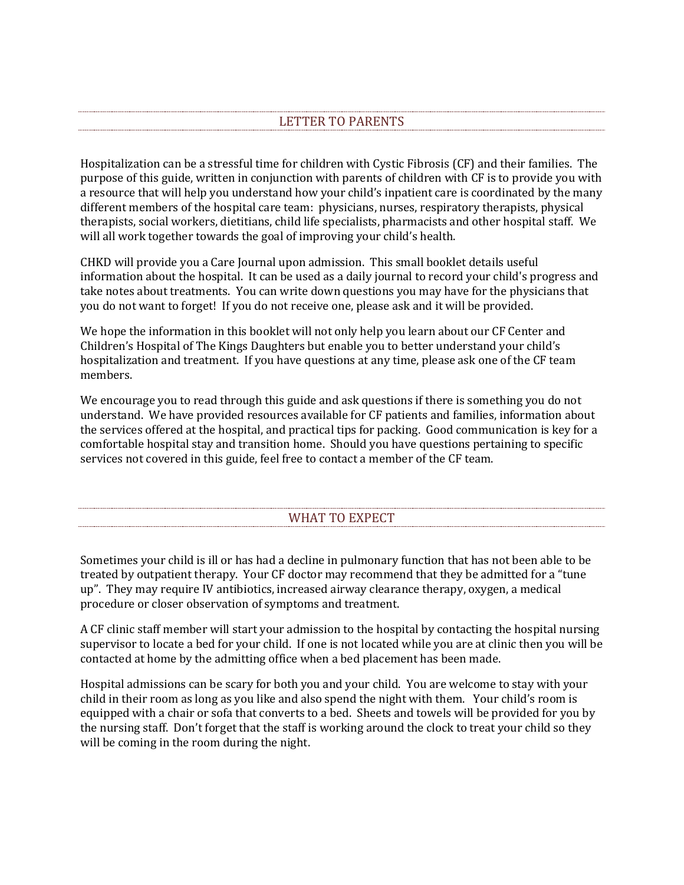## LETTER TO PARENTS

Hospitalization can be a stressful time for children with Cystic Fibrosis (CF) and their families. The purpose of this guide, written in conjunction with parents of children with CF is to provide you with a resource that will help you understand how your child's inpatient care is coordinated by the many different members of the hospital care team: physicians, nurses, respiratory therapists, physical therapists, social workers, dietitians, child life specialists, pharmacists and other hospital staff. We will all work together towards the goal of improving your child's health.

CHKD will provide you a Care Journal upon admission. This small booklet details useful information about the hospital. It can be used as a daily journal to record your child's progress and take notes about treatments. You can write down questions you may have for the physicians that you do not want to forget! If you do not receive one, please ask and it will be provided.

We hope the information in this booklet will not only help you learn about our CF Center and Children's Hospital of The Kings Daughters but enable you to better understand your child's hospitalization and treatment. If you have questions at any time, please ask one of the CF team members.

We encourage you to read through this guide and ask questions if there is something you do not understand. We have provided resources available for CF patients and families, information about the services offered at the hospital, and practical tips for packing. Good communication is key for a comfortable hospital stay and transition home. Should you have questions pertaining to specific services not covered in this guide, feel free to contact a member of the CF team.

## WHAT TO EXPECT

Sometimes your child is ill or has had a decline in pulmonary function that has not been able to be treated by outpatient therapy. Your CF doctor may recommend that they be admitted for a "tune up". They may require IV antibiotics, increased airway clearance therapy, oxygen, a medical procedure or closer observation of symptoms and treatment.

A CF clinic staff member will start your admission to the hospital by contacting the hospital nursing supervisor to locate a bed for your child. If one is not located while you are at clinic then you will be contacted at home by the admitting office when a bed placement has been made.

Hospital admissions can be scary for both you and your child. You are welcome to stay with your child in their room as long as you like and also spend the night with them. Your child's room is equipped with a chair or sofa that converts to a bed. Sheets and towels will be provided for you by the nursing staff. Don't forget that the staff is working around the clock to treat your child so they will be coming in the room during the night.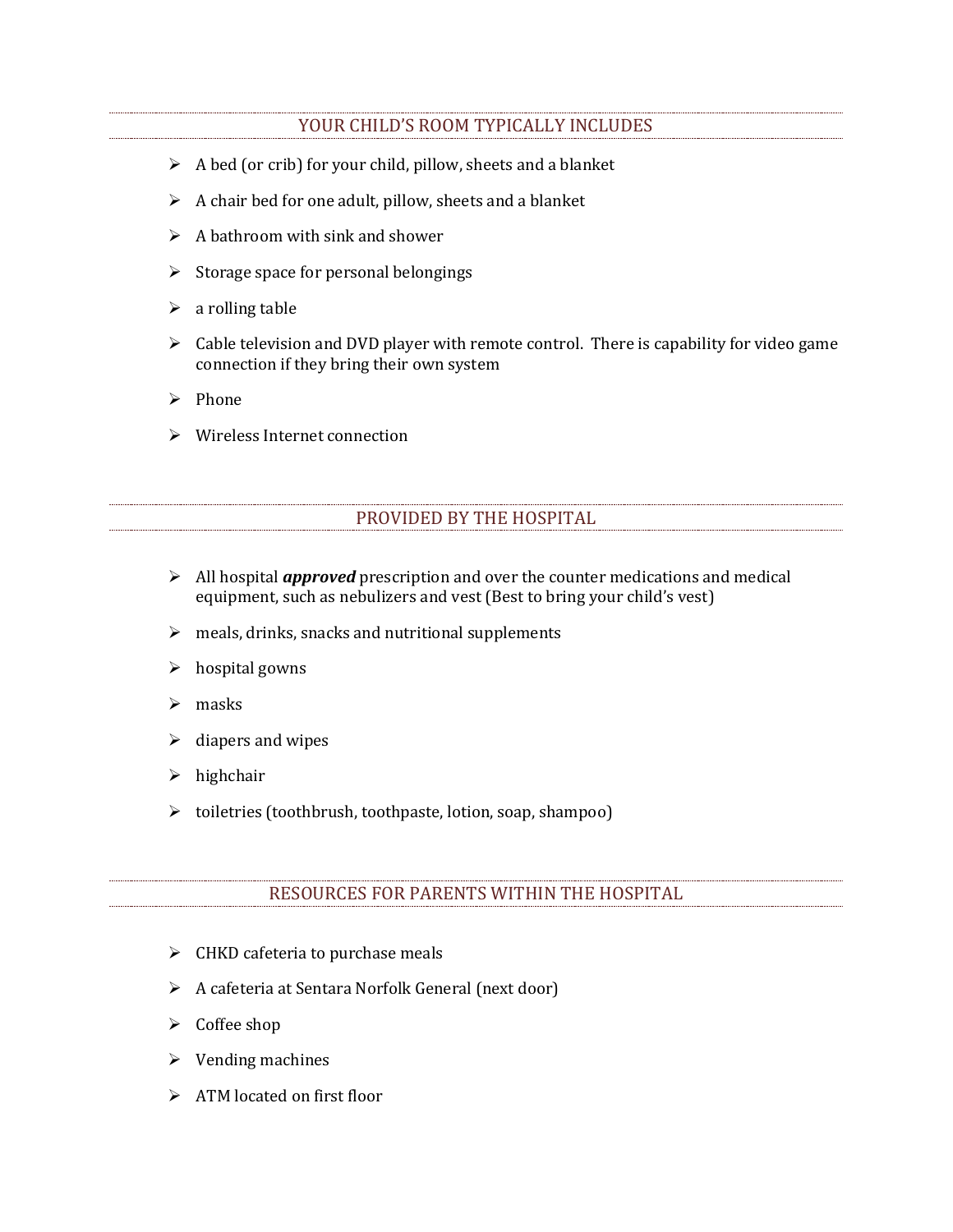## YOUR CHILD'S ROOM TYPICALLY INCLUDES

- A bed (or crib) for your child, pillow, sheets and a blanket
- A chair bed for one adult, pillow, sheets and a blanket
- A bathroom with sink and shower
- Storage space for personal belongings
- a rolling table
- Cable television and DVD player with remote control. There is capability for video game connection if they bring their own system
- Phone
- Wireless Internet connection

## PROVIDED BY THE HOSPITAL

- All hospital ***approved*** prescription and over the counter medications and medical equipment, such as nebulizers and vest (Best to bring your child's vest)
- meals, drinks, snacks and nutritional supplements
- hospital gowns
- masks
- diapers and wipes
- highchair
- toiletries (toothbrush, toothpaste, lotion, soap, shampoo)

## RESOURCES FOR PARENTS WITHIN THE HOSPITAL

- CHKD cafeteria to purchase meals
- A cafeteria at Sentara Norfolk General (next door)
- Coffee shop
- Vending machines
- ATM located on first floor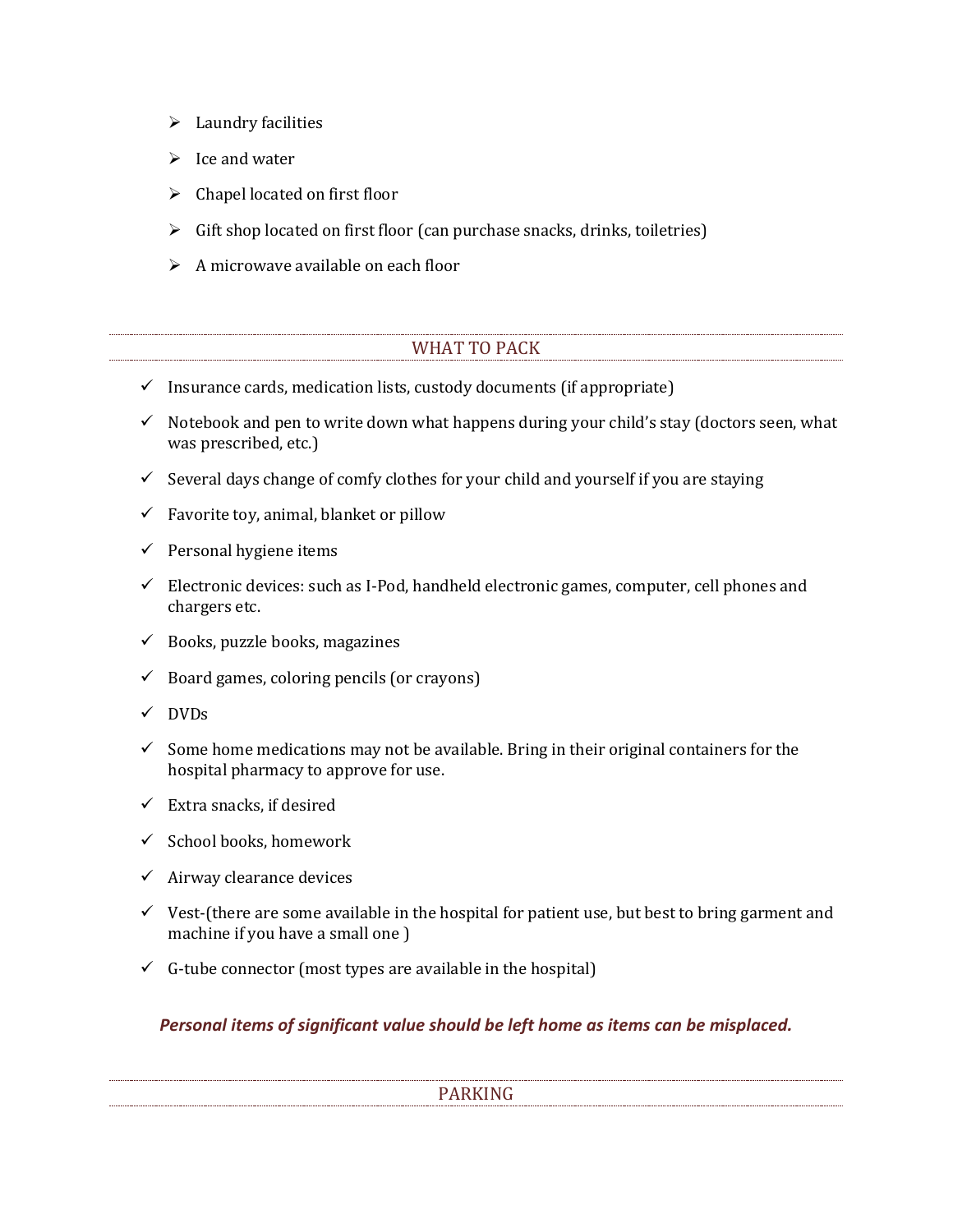- Laundry facilities
- Ice and water
- Chapel located on first floor
- Gift shop located on first floor (can purchase snacks, drinks, toiletries)
- A microwave available on each floor

## WHAT TO PACK

- Insurance cards, medication lists, custody documents (if appropriate)
- Notebook and pen to write down what happens during your child's stay (doctors seen, what was prescribed, etc.)
- Several days change of comfy clothes for your child and yourself if you are staying
- Favorite toy, animal, blanket or pillow
- Personal hygiene items
- Electronic devices: such as I-Pod, handheld electronic games, computer, cell phones and chargers etc.
- Books, puzzle books, magazines
- Board games, coloring pencils (or crayons)
- DVDs
- Some home medications may not be available. Bring in their original containers for the hospital pharmacy to approve for use.
- Extra snacks, if desired
- School books, homework
- Airway clearance devices
- Vest-(there are some available in the hospital for patient use, but best to bring garment and machine if you have a small one )
- G-tube connector (most types are available in the hospital)

***Personal items of significant value should be left home as items can be misplaced.***

## PARKING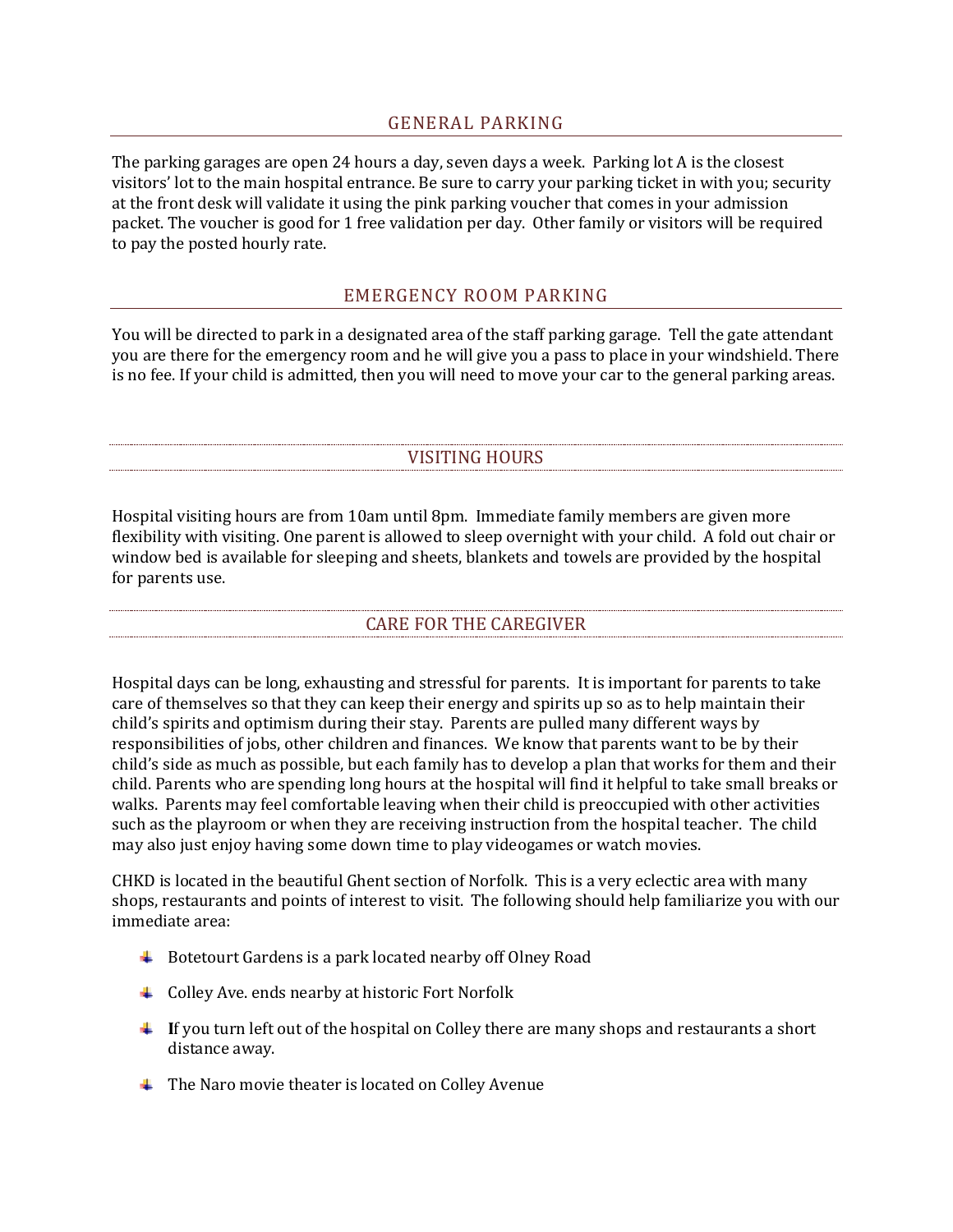## GENERAL PARKING

The parking garages are open 24 hours a day, seven days a week. Parking lot A is the closest visitors' lot to the main hospital entrance. Be sure to carry your parking ticket in with you; security at the front desk will validate it using the pink parking voucher that comes in your admission packet. The voucher is good for 1 free validation per day. Other family or visitors will be required to pay the posted hourly rate.

## EMERGENCY ROOM PARKING

You will be directed to park in a designated area of the staff parking garage. Tell the gate attendant you are there for the emergency room and he will give you a pass to place in your windshield. There is no fee. If your child is admitted, then you will need to move your car to the general parking areas.

## VISITING HOURS

Hospital visiting hours are from 10am until 8pm. Immediate family members are given more flexibility with visiting. One parent is allowed to sleep overnight with your child. A fold out chair or window bed is available for sleeping and sheets, blankets and towels are provided by the hospital for parents use.

## CARE FOR THE CAREGIVER

Hospital days can be long, exhausting and stressful for parents. It is important for parents to take care of themselves so that they can keep their energy and spirits up so as to help maintain their child's spirits and optimism during their stay. Parents are pulled many different ways by responsibilities of jobs, other children and finances. We know that parents want to be by their child's side as much as possible, but each family has to develop a plan that works for them and their child. Parents who are spending long hours at the hospital will find it helpful to take small breaks or walks. Parents may feel comfortable leaving when their child is preoccupied with other activities such as the playroom or when they are receiving instruction from the hospital teacher. The child may also just enjoy having some down time to play videogames or watch movies.

CHKD is located in the beautiful Ghent section of Norfolk. This is a very eclectic area with many shops, restaurants and points of interest to visit. The following should help familiarize you with our immediate area:

- Botetourt Gardens is a park located nearby off Olney Road
- Colley Ave. ends nearby at historic Fort Norfolk
- **I**f you turn left out of the hospital on Colley there are many shops and restaurants a short distance away.
- The Naro movie theater is located on Colley Avenue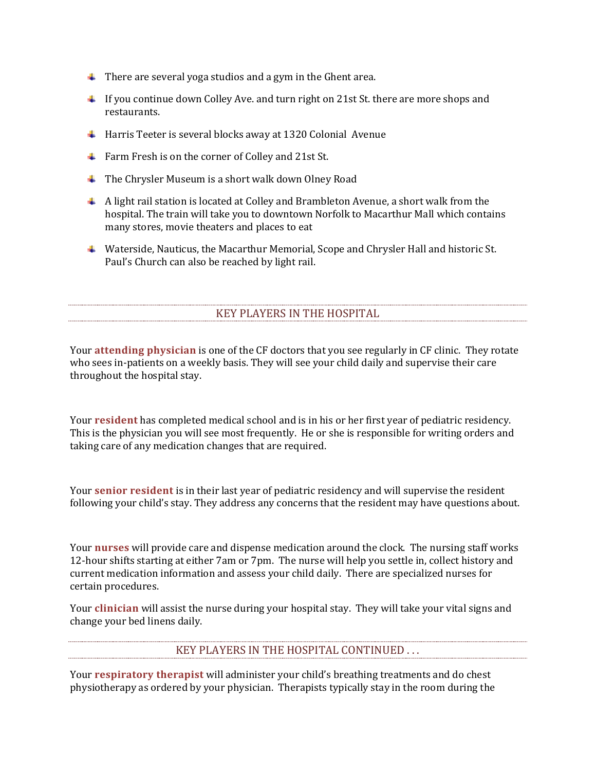- There are several yoga studios and a gym in the Ghent area.
- If you continue down Colley Ave. and turn right on 21st St. there are more shops and restaurants.
- Harris Teeter is several blocks away at 1320 Colonial Avenue
- Farm Fresh is on the corner of Colley and 21st St.
- The Chrysler Museum is a short walk down Olney Road
- A light rail station is located at Colley and Brambleton Avenue, a short walk from the hospital. The train will take you to downtown Norfolk to Macarthur Mall which contains many stores, movie theaters and places to eat
- Waterside, Nauticus, the Macarthur Memorial, Scope and Chrysler Hall and historic St. Paul's Church can also be reached by light rail.

## KEY PLAYERS IN THE HOSPITAL

Your **attending physician** is one of the CF doctors that you see regularly in CF clinic. They rotate who sees in-patients on a weekly basis. They will see your child daily and supervise their care throughout the hospital stay.

Your **resident** has completed medical school and is in his or her first year of pediatric residency. This is the physician you will see most frequently. He or she is responsible for writing orders and taking care of any medication changes that are required.

Your **senior resident** is in their last year of pediatric residency and will supervise the resident following your child's stay. They address any concerns that the resident may have questions about.

Your **nurses** will provide care and dispense medication around the clock. The nursing staff works 12-hour shifts starting at either 7am or 7pm. The nurse will help you settle in, collect history and current medication information and assess your child daily. There are specialized nurses for certain procedures.

Your **clinician** will assist the nurse during your hospital stay. They will take your vital signs and change your bed linens daily.

## KEY PLAYERS IN THE HOSPITAL CONTINUED . . .

Your **respiratory therapist** will administer your child's breathing treatments and do chest physiotherapy as ordered by your physician. Therapists typically stay in the room during the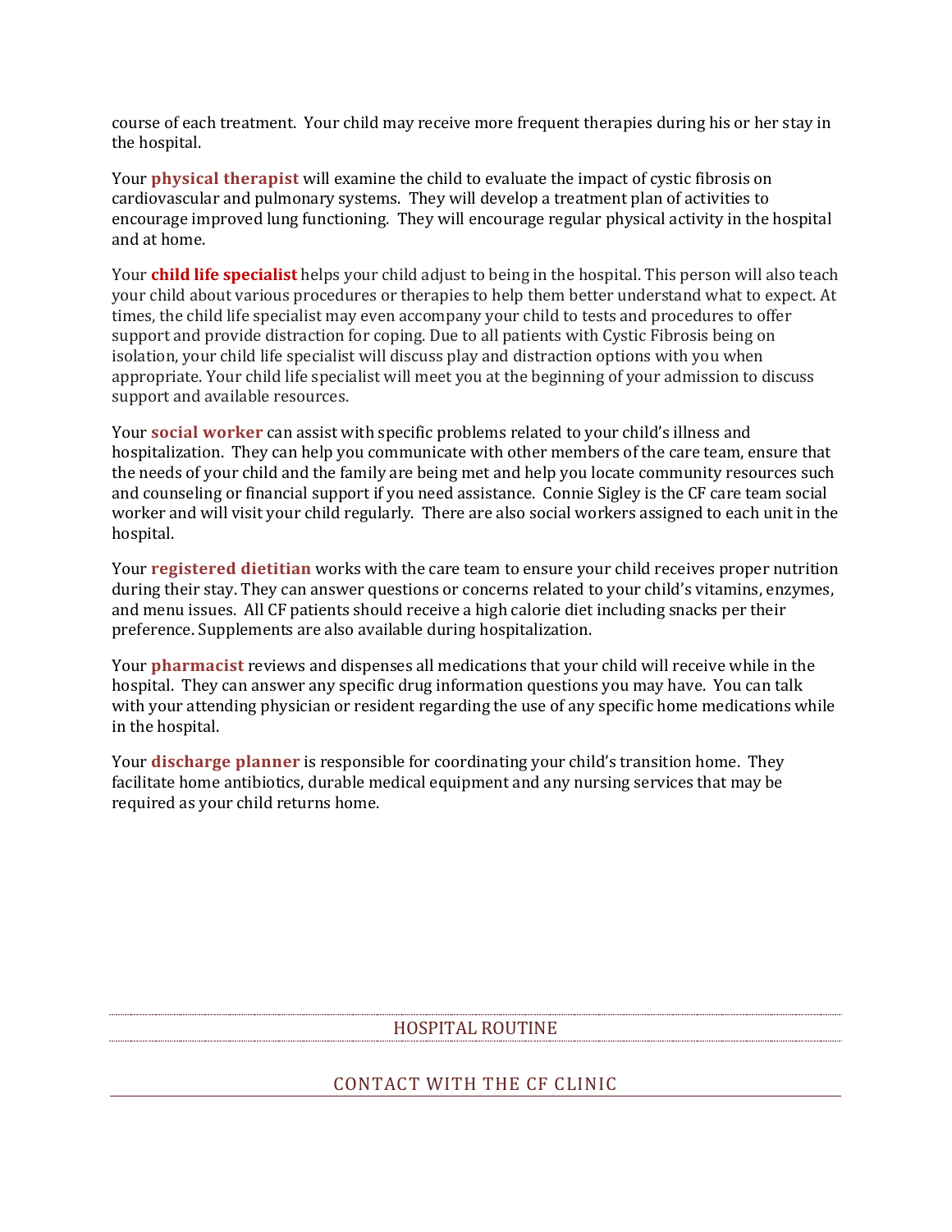course of each treatment. Your child may receive more frequent therapies during his or her stay in the hospital.

Your **physical therapist** will examine the child to evaluate the impact of cystic fibrosis on cardiovascular and pulmonary systems. They will develop a treatment plan of activities to encourage improved lung functioning. They will encourage regular physical activity in the hospital and at home.

Your **child life specialist** helps your child adjust to being in the hospital. This person will also teach your child about various procedures or therapies to help them better understand what to expect. At times, the child life specialist may even accompany your child to tests and procedures to offer support and provide distraction for coping. Due to all patients with Cystic Fibrosis being on isolation, your child life specialist will discuss play and distraction options with you when appropriate. Your child life specialist will meet you at the beginning of your admission to discuss support and available resources.

Your **social worker** can assist with specific problems related to your child's illness and hospitalization. They can help you communicate with other members of the care team, ensure that the needs of your child and the family are being met and help you locate community resources such and counseling or financial support if you need assistance. Connie Sigley is the CF care team social worker and will visit your child regularly. There are also social workers assigned to each unit in the hospital.

Your **registered dietitian** works with the care team to ensure your child receives proper nutrition during their stay. They can answer questions or concerns related to your child's vitamins, enzymes, and menu issues. All CF patients should receive a high calorie diet including snacks per their preference. Supplements are also available during hospitalization.

Your **pharmacist** reviews and dispenses all medications that your child will receive while in the hospital. They can answer any specific drug information questions you may have. You can talk with your attending physician or resident regarding the use of any specific home medications while in the hospital.

Your **discharge planner** is responsible for coordinating your child's transition home. They facilitate home antibiotics, durable medical equipment and any nursing services that may be required as your child returns home.

## HOSPITAL ROUTINE

## CONTACT WITH THE CF CLINIC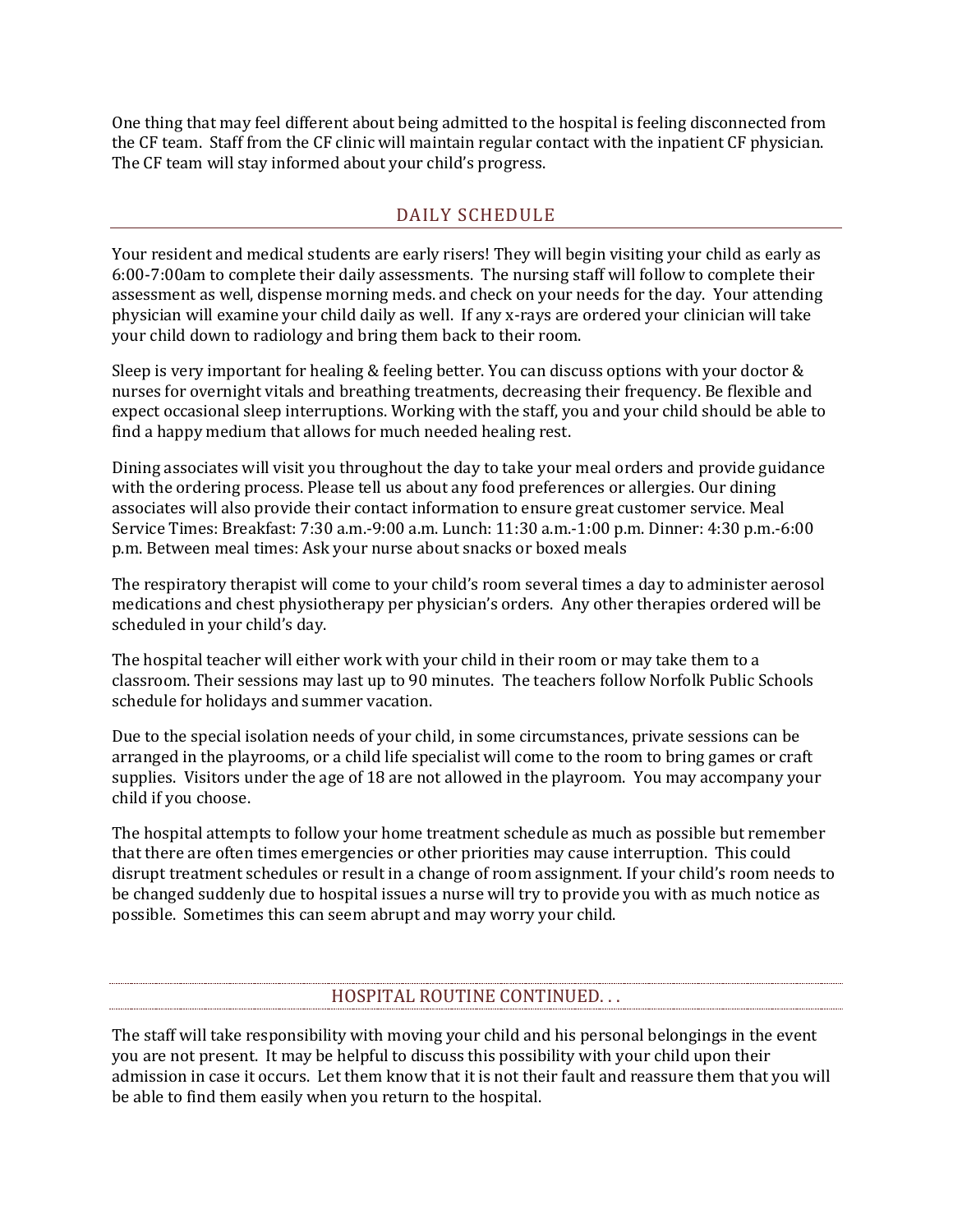One thing that may feel different about being admitted to the hospital is feeling disconnected from the CF team. Staff from the CF clinic will maintain regular contact with the inpatient CF physician. The CF team will stay informed about your child's progress.

## DAILY SCHEDULE

Your resident and medical students are early risers! They will begin visiting your child as early as 6:00-7:00am to complete their daily assessments. The nursing staff will follow to complete their assessment as well, dispense morning meds. and check on your needs for the day. Your attending physician will examine your child daily as well. If any x-rays are ordered your clinician will take your child down to radiology and bring them back to their room.

Sleep is very important for healing & feeling better. You can discuss options with your doctor & nurses for overnight vitals and breathing treatments, decreasing their frequency. Be flexible and expect occasional sleep interruptions. Working with the staff, you and your child should be able to find a happy medium that allows for much needed healing rest.

Dining associates will visit you throughout the day to take your meal orders and provide guidance with the ordering process. Please tell us about any food preferences or allergies. Our dining associates will also provide their contact information to ensure great customer service. Meal Service Times: Breakfast: 7:30 a.m.-9:00 a.m. Lunch: 11:30 a.m.-1:00 p.m. Dinner: 4:30 p.m.-6:00 p.m. Between meal times: Ask your nurse about snacks or boxed meals

The respiratory therapist will come to your child's room several times a day to administer aerosol medications and chest physiotherapy per physician's orders. Any other therapies ordered will be scheduled in your child's day.

The hospital teacher will either work with your child in their room or may take them to a classroom. Their sessions may last up to 90 minutes. The teachers follow Norfolk Public Schools schedule for holidays and summer vacation.

Due to the special isolation needs of your child, in some circumstances, private sessions can be arranged in the playrooms, or a child life specialist will come to the room to bring games or craft supplies. Visitors under the age of 18 are not allowed in the playroom. You may accompany your child if you choose.

The hospital attempts to follow your home treatment schedule as much as possible but remember that there are often times emergencies or other priorities may cause interruption. This could disrupt treatment schedules or result in a change of room assignment. If your child's room needs to be changed suddenly due to hospital issues a nurse will try to provide you with as much notice as possible. Sometimes this can seem abrupt and may worry your child.

## HOSPITAL ROUTINE CONTINUED. . .

The staff will take responsibility with moving your child and his personal belongings in the event you are not present. It may be helpful to discuss this possibility with your child upon their admission in case it occurs. Let them know that it is not their fault and reassure them that you will be able to find them easily when you return to the hospital.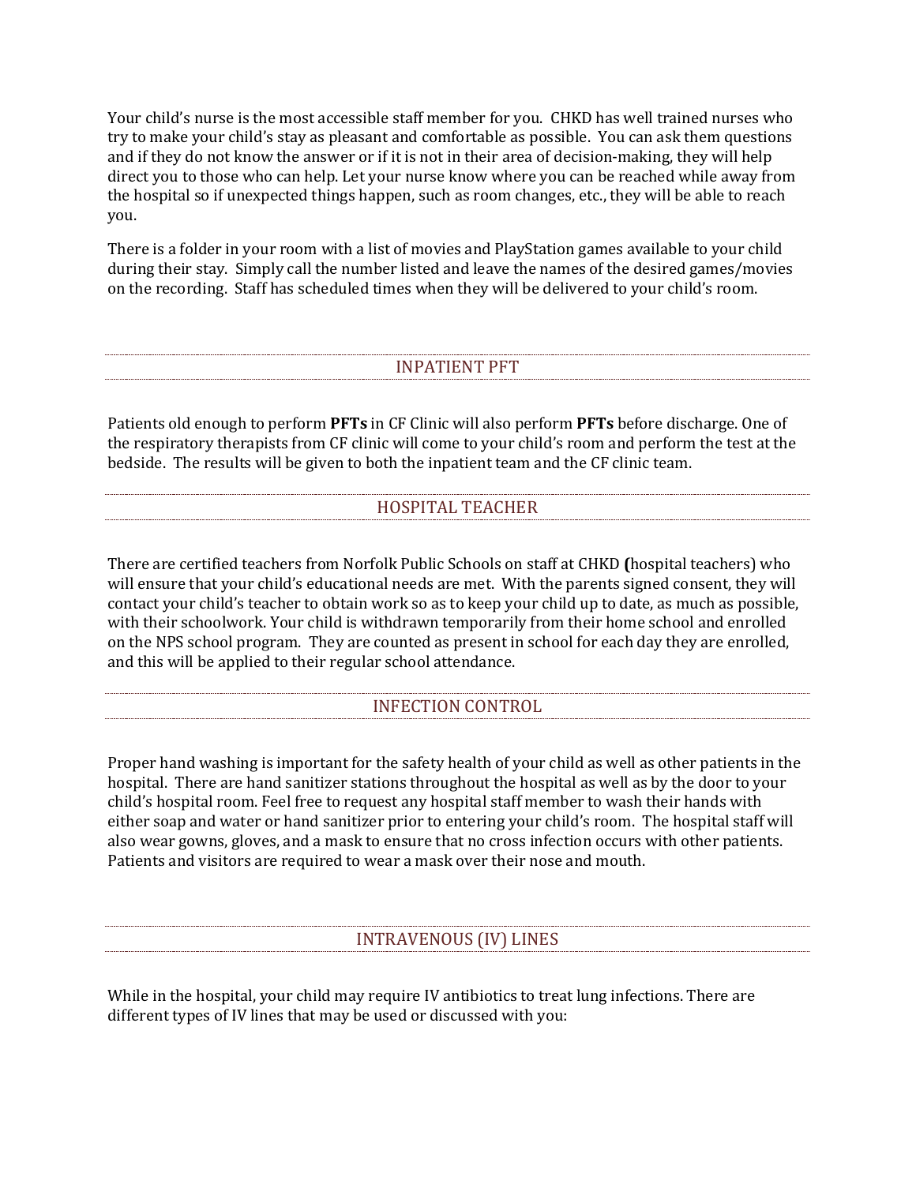Your child's nurse is the most accessible staff member for you. CHKD has well trained nurses who try to make your child's stay as pleasant and comfortable as possible. You can ask them questions and if they do not know the answer or if it is not in their area of decision-making, they will help direct you to those who can help. Let your nurse know where you can be reached while away from the hospital so if unexpected things happen, such as room changes, etc., they will be able to reach you.

There is a folder in your room with a list of movies and PlayStation games available to your child during their stay. Simply call the number listed and leave the names of the desired games/movies on the recording. Staff has scheduled times when they will be delivered to your child's room.

## INPATIENT PFT

Patients old enough to perform **PFTs** in CF Clinic will also perform **PFTs** before discharge. One of the respiratory therapists from CF clinic will come to your child's room and perform the test at the bedside. The results will be given to both the inpatient team and the CF clinic team.

## HOSPITAL TEACHER

There are certified teachers from Norfolk Public Schools on staff at CHKD **(**hospital teachers) who will ensure that your child's educational needs are met. With the parents signed consent, they will contact your child's teacher to obtain work so as to keep your child up to date, as much as possible, with their schoolwork. Your child is withdrawn temporarily from their home school and enrolled on the NPS school program. They are counted as present in school for each day they are enrolled, and this will be applied to their regular school attendance.

## INFECTION CONTROL

Proper hand washing is important for the safety health of your child as well as other patients in the hospital. There are hand sanitizer stations throughout the hospital as well as by the door to your child's hospital room. Feel free to request any hospital staff member to wash their hands with either soap and water or hand sanitizer prior to entering your child's room. The hospital staff will also wear gowns, gloves, and a mask to ensure that no cross infection occurs with other patients. Patients and visitors are required to wear a mask over their nose and mouth.

## INTRAVENOUS (IV) LINES

While in the hospital, your child may require IV antibiotics to treat lung infections. There are different types of IV lines that may be used or discussed with you: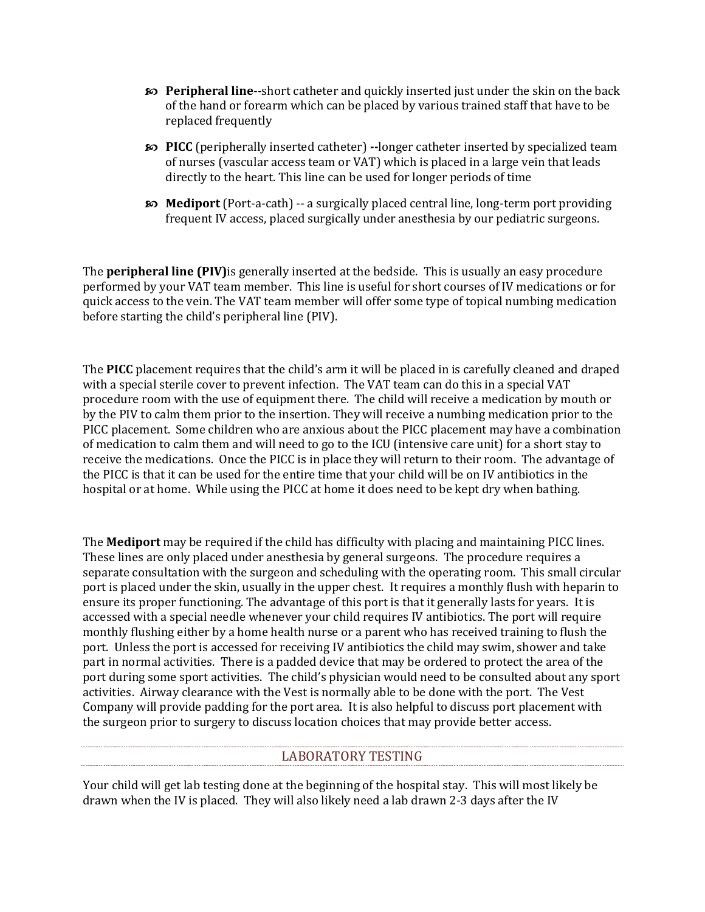- **Peripheral line**--short catheter and quickly inserted just under the skin on the back of the hand or forearm which can be placed by various trained staff that have to be replaced frequently
- **PICC** (peripherally inserted catheter) **--**longer catheter inserted by specialized team of nurses (vascular access team or VAT) which is placed in a large vein that leads directly to the heart. This line can be used for longer periods of time
- **Mediport** (Port-a-cath) -- a surgically placed central line, long-term port providing frequent IV access, placed surgically under anesthesia by our pediatric surgeons.

The **peripheral line (PIV)**is generally inserted at the bedside. This is usually an easy procedure performed by your VAT team member. This line is useful for short courses of IV medications or for quick access to the vein. The VAT team member will offer some type of topical numbing medication before starting the child's peripheral line (PIV).

The **PICC** placement requires that the child's arm it will be placed in is carefully cleaned and draped with a special sterile cover to prevent infection. The VAT team can do this in a special VAT procedure room with the use of equipment there. The child will receive a medication by mouth or by the PIV to calm them prior to the insertion. They will receive a numbing medication prior to the PICC placement. Some children who are anxious about the PICC placement may have a combination of medication to calm them and will need to go to the ICU (intensive care unit) for a short stay to receive the medications. Once the PICC is in place they will return to their room. The advantage of the PICC is that it can be used for the entire time that your child will be on IV antibiotics in the hospital or at home. While using the PICC at home it does need to be kept dry when bathing.

The **Mediport** may be required if the child has difficulty with placing and maintaining PICC lines. These lines are only placed under anesthesia by general surgeons. The procedure requires a separate consultation with the surgeon and scheduling with the operating room. This small circular port is placed under the skin, usually in the upper chest. It requires a monthly flush with heparin to ensure its proper functioning. The advantage of this port is that it generally lasts for years. It is accessed with a special needle whenever your child requires IV antibiotics. The port will require monthly flushing either by a home health nurse or a parent who has received training to flush the port. Unless the port is accessed for receiving IV antibiotics the child may swim, shower and take part in normal activities. There is a padded device that may be ordered to protect the area of the port during some sport activities. The child's physician would need to be consulted about any sport activities. Airway clearance with the Vest is normally able to be done with the port. The Vest Company will provide padding for the port area. It is also helpful to discuss port placement with the surgeon prior to surgery to discuss location choices that may provide better access.

## LABORATORY TESTING

Your child will get lab testing done at the beginning of the hospital stay. This will most likely be drawn when the IV is placed. They will also likely need a lab drawn 2-3 days after the IV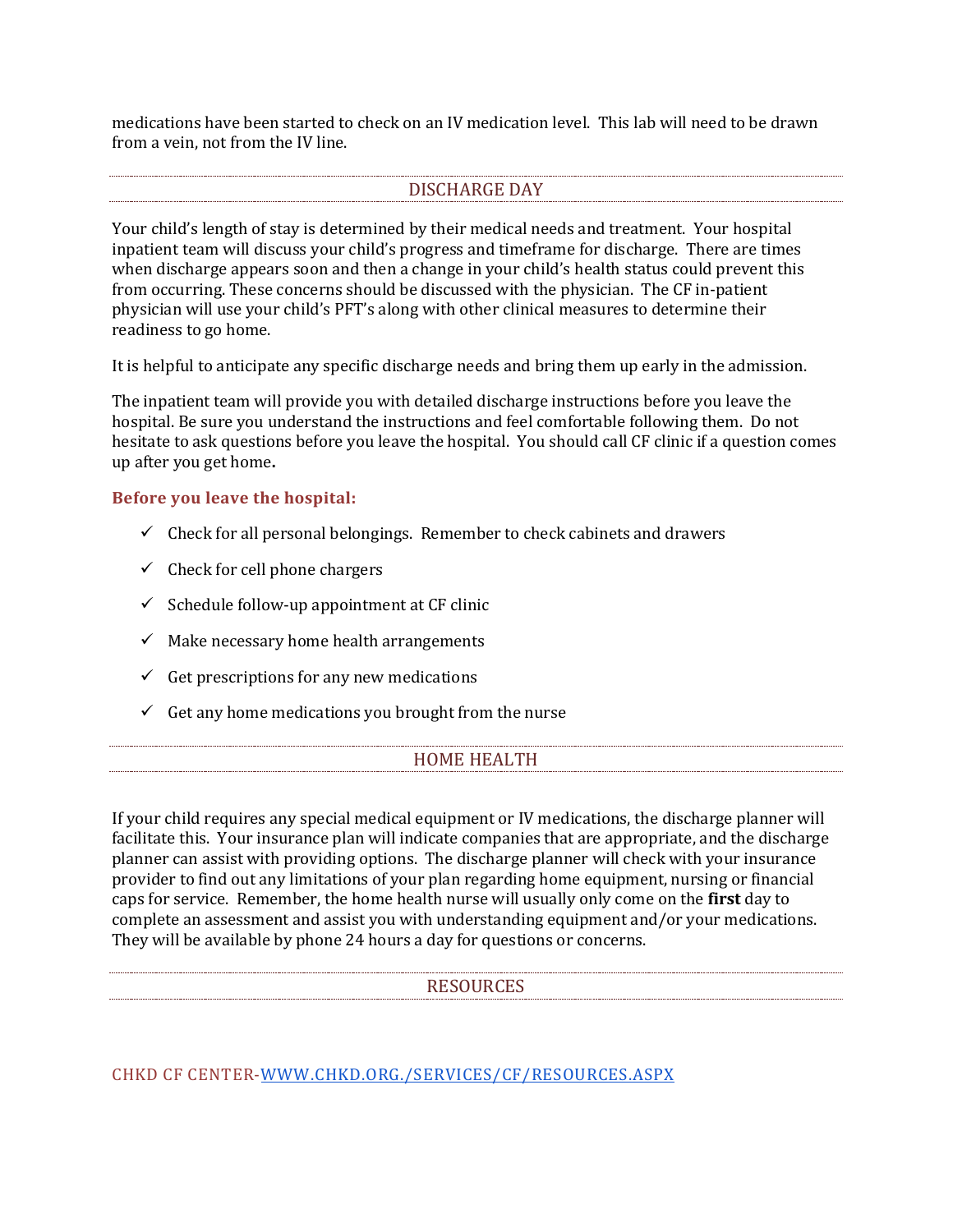medications have been started to check on an IV medication level. This lab will need to be drawn from a vein, not from the IV line.

## DISCHARGE DAY

Your child's length of stay is determined by their medical needs and treatment. Your hospital inpatient team will discuss your child's progress and timeframe for discharge. There are times when discharge appears soon and then a change in your child's health status could prevent this from occurring. These concerns should be discussed with the physician. The CF in-patient physician will use your child's PFT's along with other clinical measures to determine their readiness to go home.

It is helpful to anticipate any specific discharge needs and bring them up early in the admission.

The inpatient team will provide you with detailed discharge instructions before you leave the hospital. Be sure you understand the instructions and feel comfortable following them. Do not hesitate to ask questions before you leave the hospital. You should call CF clinic if a question comes up after you get home.

### Before you leave the hospital:

- ✓ Check for all personal belongings. Remember to check cabinets and drawers
- ✓ Check for cell phone chargers
- ✓ Schedule follow-up appointment at CF clinic
- ✓ Make necessary home health arrangements
- ✓ Get prescriptions for any new medications
- ✓ Get any home medications you brought from the nurse

## HOME HEALTH

If your child requires any special medical equipment or IV medications, the discharge planner will facilitate this. Your insurance plan will indicate companies that are appropriate, and the discharge planner can assist with providing options. The discharge planner will check with your insurance provider to find out any limitations of your plan regarding home equipment, nursing or financial caps for service. Remember, the home health nurse will usually only come on the **first** day to complete an assessment and assist you with understanding equipment and/or your medications. They will be available by phone 24 hours a day for questions or concerns.

## RESOURCES

CHKD CF CENTER-WWW.CHKD.ORG./SERVICES/CF/RESOURCES.ASPX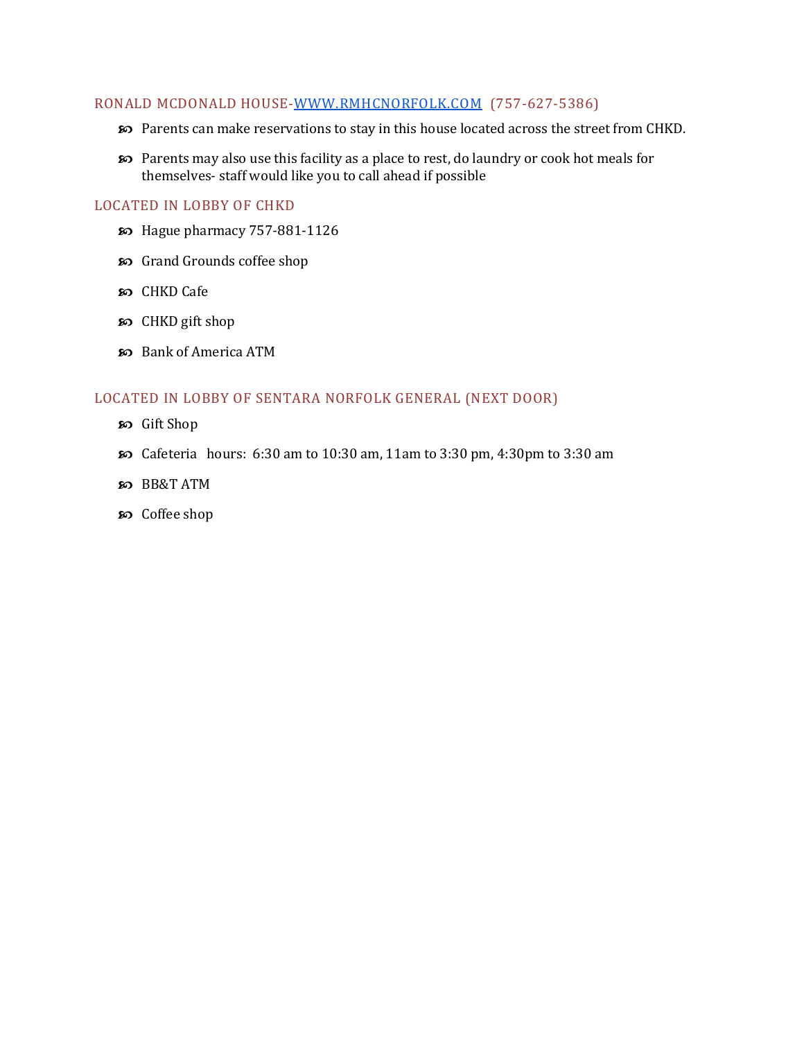## RONALD MCDONALD HOUSE-[WWW.RMHCNORFOLK.COM](http://WWW.RMHCNORFOLK.COM) (757-627-5386)

- Parents can make reservations to stay in this house located across the street from CHKD.
- Parents may also use this facility as a place to rest, do laundry or cook hot meals for themselves- staff would like you to call ahead if possible

## LOCATED IN LOBBY OF CHKD

- Hague pharmacy 757-881-1126
- Grand Grounds coffee shop
- CHKD Cafe
- CHKD gift shop
- Bank of America ATM

## LOCATED IN LOBBY OF SENTARA NORFOLK GENERAL (NEXT DOOR)

- Gift Shop
- Cafeteria hours: 6:30 am to 10:30 am, 11am to 3:30 pm, 4:30pm to 3:30 am
- BB&T ATM
- Coffee shop